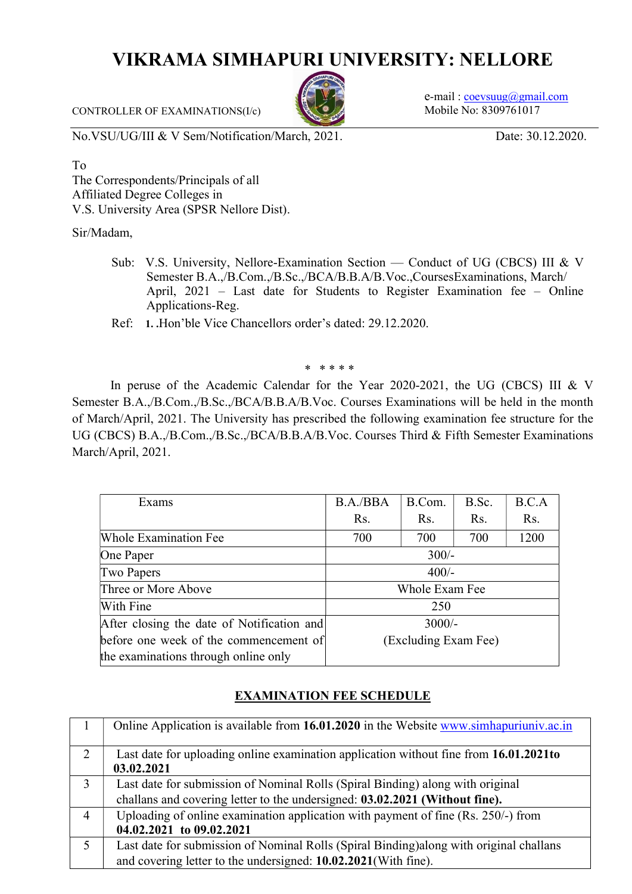# VIKRAMA SIMHAPURI UNIVERSITY: NELLORE

CONTROLLER OF EXAMINATIONS(I/c)

e-mail : coevsuug@gmail.com
Mobile No: 8309761017

No.VSU/UG/III & V Sem/Notification/March, 2021. Date: 30.12.2020.

To
The Correspondents/Principals of all
Affiliated Degree Colleges in
V.S. University Area (SPSR Nellore Dist).

Sir/Madam,

Sub: V.S. University, Nellore-Examination Section — Conduct of UG (CBCS) III & V Semester B.A.,/B.Com.,/B.Sc.,/BCA/B.B.A/B.Voc.,CoursesExaminations, March/ April, 2021 – Last date for Students to Register Examination fee – Online Applications-Reg.

Ref: 1. .Hon'ble Vice Chancellors order's dated: 29.12.2020.

\* \*\*\*\*

In peruse of the Academic Calendar for the Year 2020-2021, the UG (CBCS) III & V Semester B.A.,/B.Com.,/B.Sc.,/BCA/B.B.A/B.Voc. Courses Examinations will be held in the month of March/April, 2021. The University has prescribed the following examination fee structure for the UG (CBCS) B.A.,/B.Com.,/B.Sc.,/BCA/B.B.A/B.Voc. Courses Third & Fifth Semester Examinations March/April, 2021.

| Exams | B.A./BBA Rs. | B.Com. Rs. | B.Sc. Rs. | B.C.A Rs. |
|---|---|---|---|---|
| Whole Examination Fee | 700 | 700 | 700 | 1200 |
| One Paper | 300/- | | | |
| Two Papers | 400/- | | | |
| Three or More Above | Whole Exam Fee | | | |
| With Fine | 250 | | | |
| After closing the date of Notification and before one week of the commencement of the examinations through online only | 3000/- (Excluding Exam Fee) | | | |

## EXAMINATION FEE SCHEDULE

| | |
|---|---|
| 1 | Online Application is available from **16.01.2020** in the Website www.simhapuriuniv.ac.in |
| 2 | Last date for uploading online examination application without fine from **16.01.2021to 03.02.2021** |
| 3 | Last date for submission of Nominal Rolls (Spiral Binding) along with original challans and covering letter to the undersigned: **03.02.2021 (Without fine).** |
| 4 | Uploading of online examination application with payment of fine (Rs. 250/-) from **04.02.2021 to 09.02.2021** |
| 5 | Last date for submission of Nominal Rolls (Spiral Binding)along with original challans and covering letter to the undersigned: **10.02.2021**(With fine). |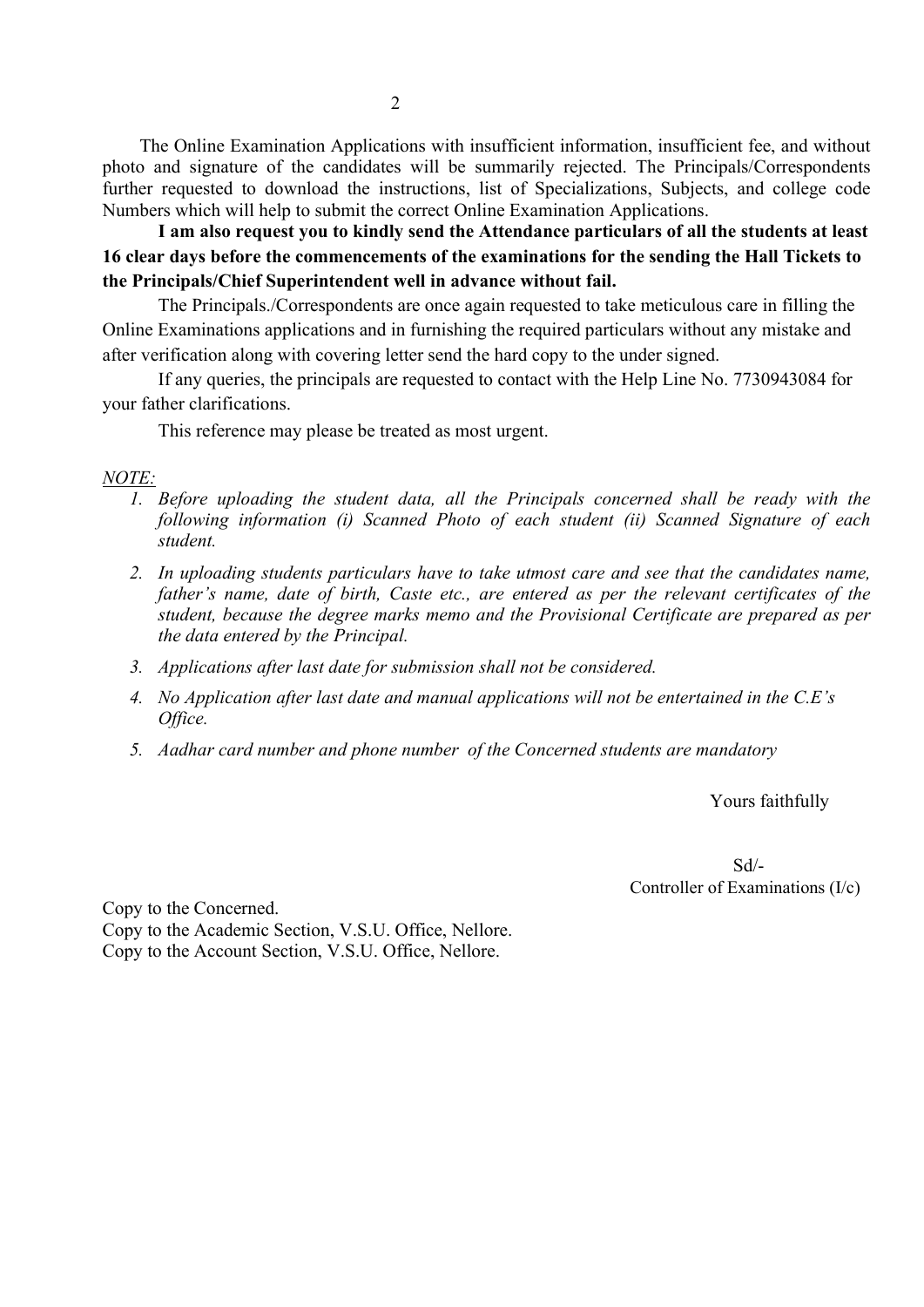The Online Examination Applications with insufficient information, insufficient fee, and without photo and signature of the candidates will be summarily rejected. The Principals/Correspondents further requested to download the instructions, list of Specializations, Subjects, and college code Numbers which will help to submit the correct Online Examination Applications.

**I am also request you to kindly send the Attendance particulars of all the students at least 16 clear days before the commencements of the examinations for the sending the Hall Tickets to the Principals/Chief Superintendent well in advance without fail.**

The Principals./Correspondents are once again requested to take meticulous care in filling the Online Examinations applications and in furnishing the required particulars without any mistake and after verification along with covering letter send the hard copy to the under signed.

If any queries, the principals are requested to contact with the Help Line No. 7730943084 for your father clarifications.

This reference may please be treated as most urgent.

*NOTE:*

1. *Before uploading the student data, all the Principals concerned shall be ready with the following information (i) Scanned Photo of each student (ii) Scanned Signature of each student.*
2. *In uploading students particulars have to take utmost care and see that the candidates name, father's name, date of birth, Caste etc., are entered as per the relevant certificates of the student, because the degree marks memo and the Provisional Certificate are prepared as per the data entered by the Principal.*
3. *Applications after last date for submission shall not be considered.*
4. *No Application after last date and manual applications will not be entertained in the C.E's Office.*
5. *Aadhar card number and phone number of the Concerned students are mandatory*

Yours faithfully

Sd/-
Controller of Examinations (I/c)

Copy to the Concerned.
Copy to the Academic Section, V.S.U. Office, Nellore.
Copy to the Account Section, V.S.U. Office, Nellore.